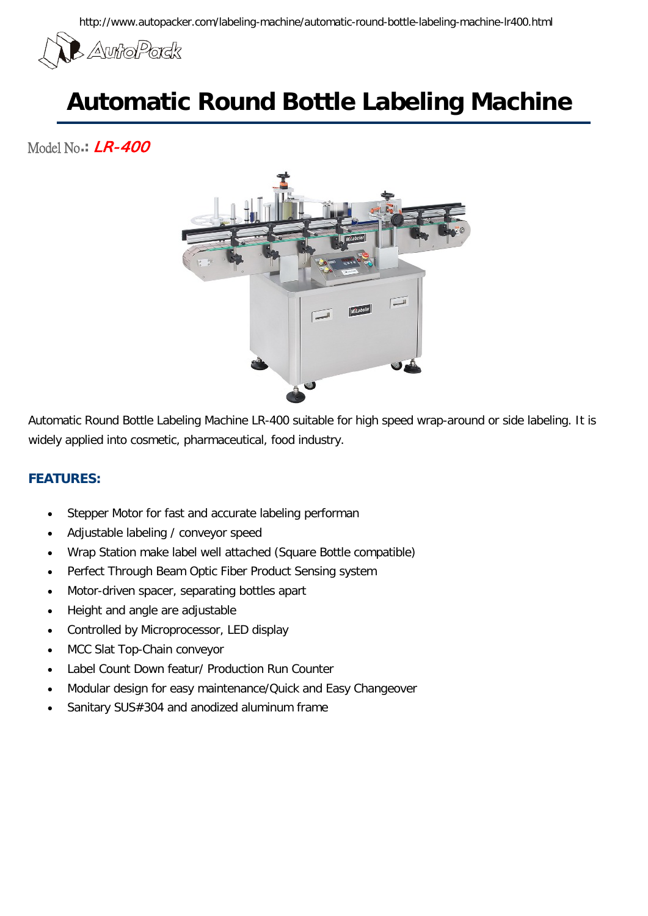http://www.autopacker.com/labeling-machine/automatic-round-bottle-labeling-machine-lr400.html

AutoPack

# Automatic Round Bottle Labeling Machine

Model No.: ***LR-400***

Automatic Round Bottle Labeling Machine LR-400 suitable for high speed wrap-around or side labeling. It is widely applied into cosmetic, pharmaceutical, food industry.

## FEATURES:

- Stepper Motor for fast and accurate labeling performan
- Adjustable labeling / conveyor speed
- Wrap Station make label well attached (Square Bottle compatible)
- Perfect Through Beam Optic Fiber Product Sensing system
- Motor-driven spacer, separating bottles apart
- Height and angle are adjustable
- Controlled by Microprocessor, LED display
- MCC Slat Top-Chain conveyor
- Label Count Down featur/ Production Run Counter
- Modular design for easy maintenance/Quick and Easy Changeover
- Sanitary SUS#304 and anodized aluminum frame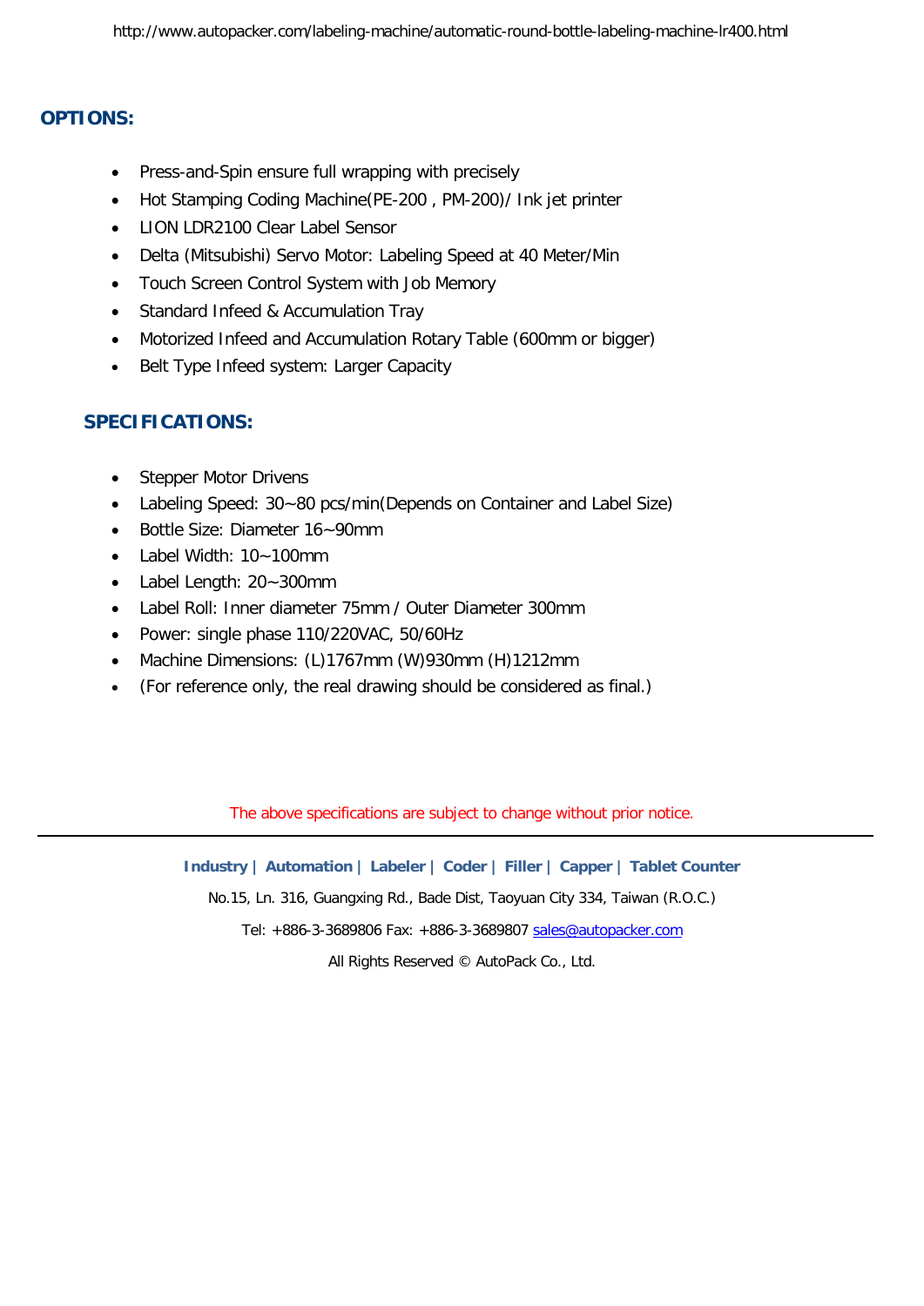## OPTIONS:

- Press-and-Spin ensure full wrapping with precisely
- Hot Stamping Coding Machine(PE-200 , PM-200)/ Ink jet printer
- LION LDR2100 Clear Label Sensor
- Delta (Mitsubishi) Servo Motor: Labeling Speed at 40 Meter/Min
- Touch Screen Control System with Job Memory
- Standard Infeed & Accumulation Tray
- Motorized Infeed and Accumulation Rotary Table (600mm or bigger)
- Belt Type Infeed system: Larger Capacity

## SPECIFICATIONS:

- Stepper Motor Drivens
- Labeling Speed: 30~80 pcs/min(Depends on Container and Label Size)
- Bottle Size: Diameter 16~90mm
- Label Width: 10~100mm
- Label Length: 20~300mm
- Label Roll: Inner diameter 75mm / Outer Diameter 300mm
- Power: single phase 110/220VAC, 50/60Hz
- Machine Dimensions: (L)1767mm (W)930mm (H)1212mm
- (For reference only, the real drawing should be considered as final.)

The above specifications are subject to change without prior notice.

---

**Industry** | **Automation** | **Labeler** | **Coder** | **Filler** | **Capper** | **Tablet Counter**

No.15, Ln. 316, Guangxing Rd., Bade Dist, Taoyuan City 334, Taiwan (R.O.C.)

Tel: +886-3-3689806 Fax: +886-3-3689807 sales@autopacker.com

All Rights Reserved © AutoPack Co., Ltd.